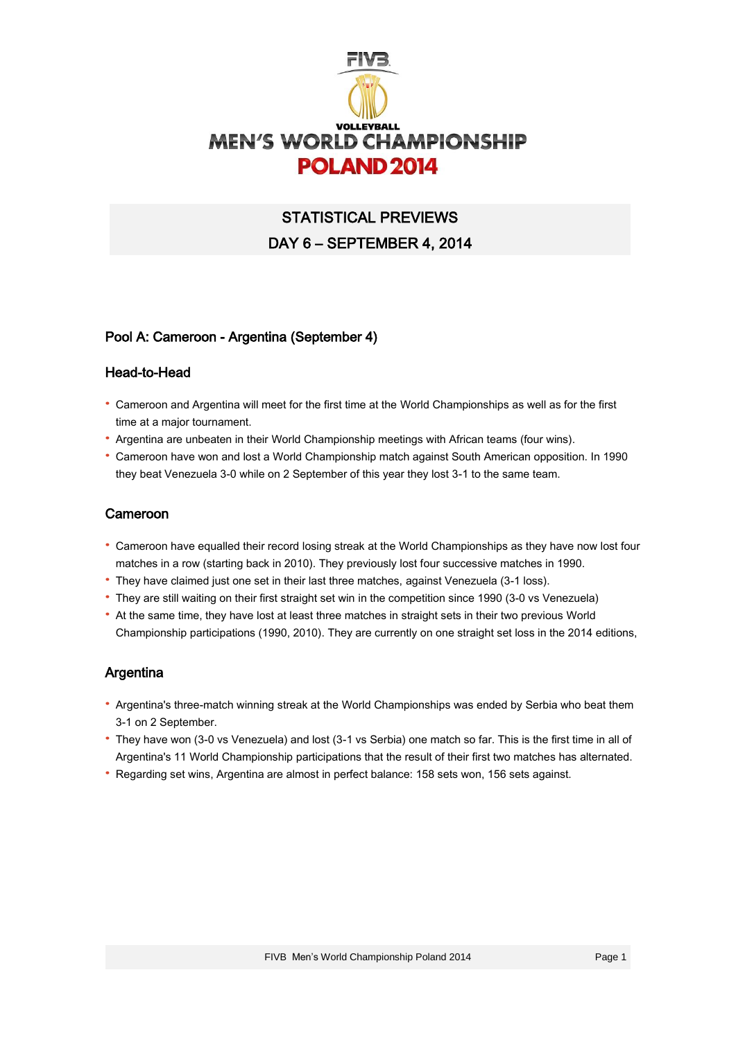# VOLLEYBALL MEN'S WORLD CHAMPIONSHIP POLAND 2014

## STATISTICAL PREVIEWS

## DAY 6 – SEPTEMBER 4, 2014

### Pool A: Cameroon - Argentina (September 4)

### Head-to-Head

- Cameroon and Argentina will meet for the first time at the World Championships as well as for the first time at a major tournament.
- Argentina are unbeaten in their World Championship meetings with African teams (four wins).
- Cameroon have won and lost a World Championship match against South American opposition. In 1990 they beat Venezuela 3-0 while on 2 September of this year they lost 3-1 to the same team.

### Cameroon

- Cameroon have equalled their record losing streak at the World Championships as they have now lost four matches in a row (starting back in 2010). They previously lost four successive matches in 1990.
- They have claimed just one set in their last three matches, against Venezuela (3-1 loss).
- They are still waiting on their first straight set win in the competition since 1990 (3-0 vs Venezuela)
- At the same time, they have lost at least three matches in straight sets in their two previous World Championship participations (1990, 2010). They are currently on one straight set loss in the 2014 editions,

### Argentina

- Argentina's three-match winning streak at the World Championships was ended by Serbia who beat them 3-1 on 2 September.
- They have won (3-0 vs Venezuela) and lost (3-1 vs Serbia) one match so far. This is the first time in all of Argentina's 11 World Championship participations that the result of their first two matches has alternated.
- Regarding set wins, Argentina are almost in perfect balance: 158 sets won, 156 sets against.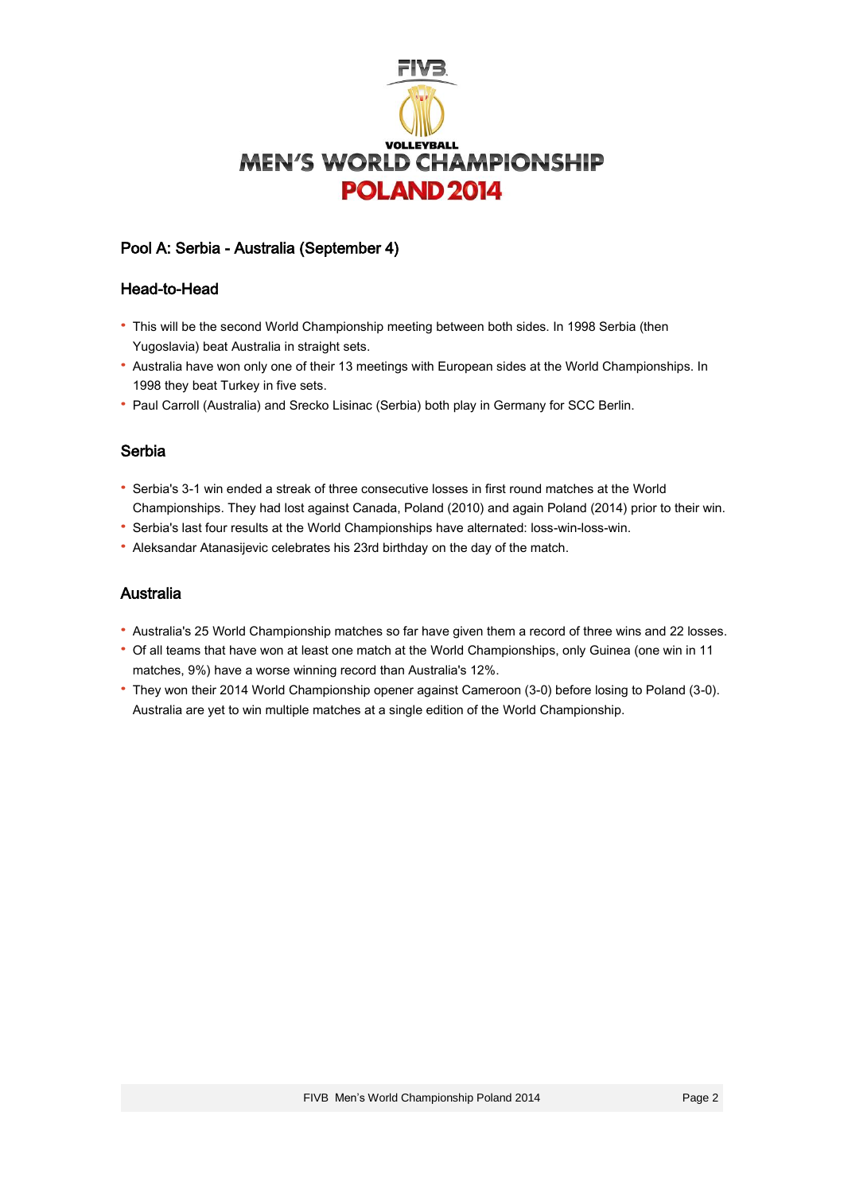VOLLEYBALL
MEN'S WORLD CHAMPIONSHIP
POLAND 2014

## Pool A: Serbia - Australia (September 4)

### Head-to-Head

- This will be the second World Championship meeting between both sides. In 1998 Serbia (then Yugoslavia) beat Australia in straight sets.
- Australia have won only one of their 13 meetings with European sides at the World Championships. In 1998 they beat Turkey in five sets.
- Paul Carroll (Australia) and Srecko Lisinac (Serbia) both play in Germany for SCC Berlin.

### Serbia

- Serbia's 3-1 win ended a streak of three consecutive losses in first round matches at the World Championships. They had lost against Canada, Poland (2010) and again Poland (2014) prior to their win.
- Serbia's last four results at the World Championships have alternated: loss-win-loss-win.
- Aleksandar Atanasijevic celebrates his 23rd birthday on the day of the match.

### Australia

- Australia's 25 World Championship matches so far have given them a record of three wins and 22 losses.
- Of all teams that have won at least one match at the World Championships, only Guinea (one win in 11 matches, 9%) have a worse winning record than Australia's 12%.
- They won their 2014 World Championship opener against Cameroon (3-0) before losing to Poland (3-0). Australia are yet to win multiple matches at a single edition of the World Championship.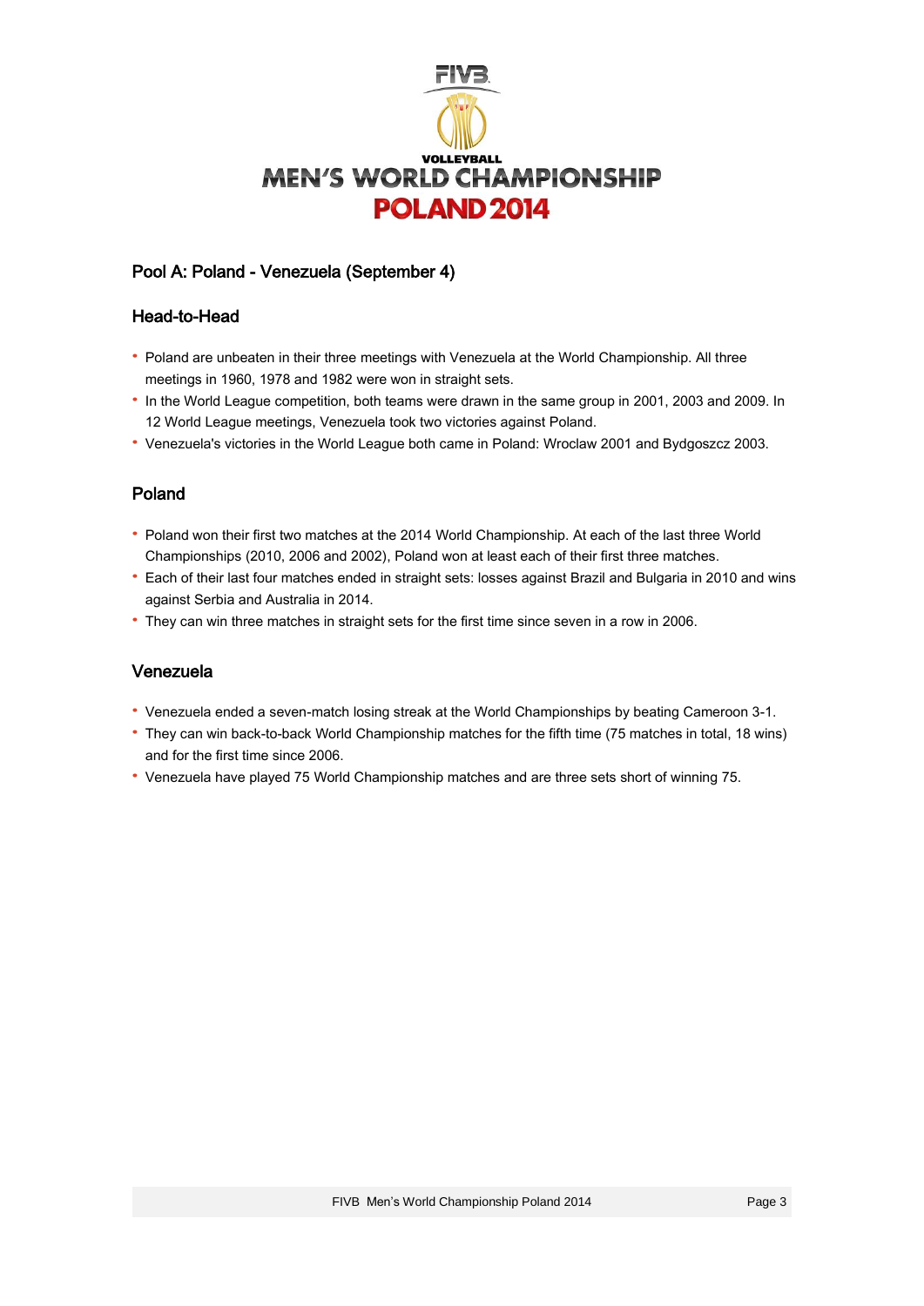## Pool A: Poland - Venezuela (September 4)

### Head-to-Head

- Poland are unbeaten in their three meetings with Venezuela at the World Championship. All three meetings in 1960, 1978 and 1982 were won in straight sets.
- In the World League competition, both teams were drawn in the same group in 2001, 2003 and 2009. In 12 World League meetings, Venezuela took two victories against Poland.
- Venezuela's victories in the World League both came in Poland: Wroclaw 2001 and Bydgoszcz 2003.

### Poland

- Poland won their first two matches at the 2014 World Championship. At each of the last three World Championships (2010, 2006 and 2002), Poland won at least each of their first three matches.
- Each of their last four matches ended in straight sets: losses against Brazil and Bulgaria in 2010 and wins against Serbia and Australia in 2014.
- They can win three matches in straight sets for the first time since seven in a row in 2006.

### Venezuela

- Venezuela ended a seven-match losing streak at the World Championships by beating Cameroon 3-1.
- They can win back-to-back World Championship matches for the fifth time (75 matches in total, 18 wins) and for the first time since 2006.
- Venezuela have played 75 World Championship matches and are three sets short of winning 75.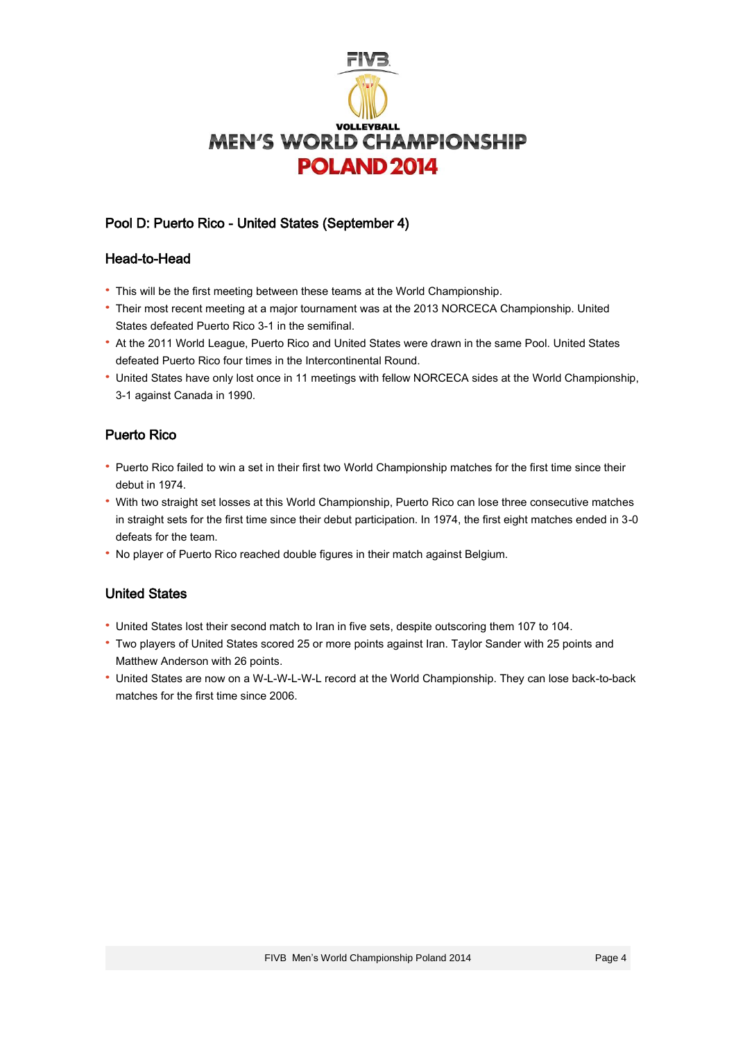## Pool D: Puerto Rico - United States (September 4)

### Head-to-Head

- This will be the first meeting between these teams at the World Championship.
- Their most recent meeting at a major tournament was at the 2013 NORCECA Championship. United States defeated Puerto Rico 3-1 in the semifinal.
- At the 2011 World League, Puerto Rico and United States were drawn in the same Pool. United States defeated Puerto Rico four times in the Intercontinental Round.
- United States have only lost once in 11 meetings with fellow NORCECA sides at the World Championship, 3-1 against Canada in 1990.

### Puerto Rico

- Puerto Rico failed to win a set in their first two World Championship matches for the first time since their debut in 1974.
- With two straight set losses at this World Championship, Puerto Rico can lose three consecutive matches in straight sets for the first time since their debut participation. In 1974, the first eight matches ended in 3-0 defeats for the team.
- No player of Puerto Rico reached double figures in their match against Belgium.

### United States

- United States lost their second match to Iran in five sets, despite outscoring them 107 to 104.
- Two players of United States scored 25 or more points against Iran. Taylor Sander with 25 points and Matthew Anderson with 26 points.
- United States are now on a W-L-W-L-W-L record at the World Championship. They can lose back-to-back matches for the first time since 2006.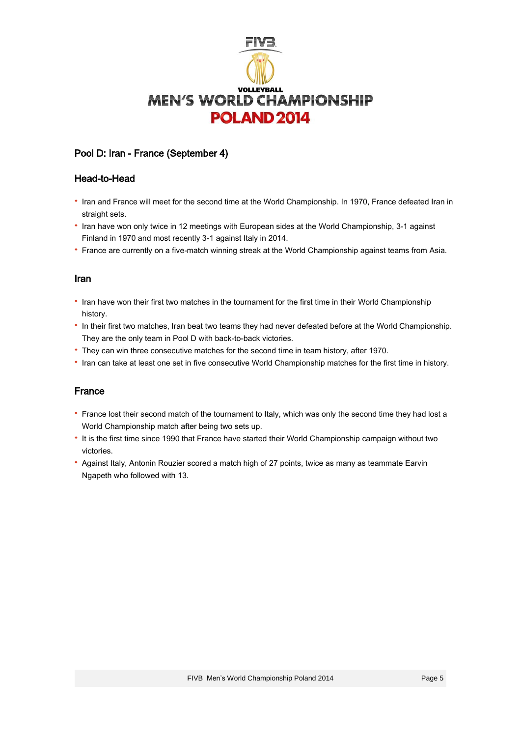VOLLEYBALL

MEN'S WORLD CHAMPIONSHIP

POLAND 2014

## Pool D: Iran - France (September 4)

### Head-to-Head

- Iran and France will meet for the second time at the World Championship. In 1970, France defeated Iran in straight sets.
- Iran have won only twice in 12 meetings with European sides at the World Championship, 3-1 against Finland in 1970 and most recently 3-1 against Italy in 2014.
- France are currently on a five-match winning streak at the World Championship against teams from Asia.

### Iran

- Iran have won their first two matches in the tournament for the first time in their World Championship history.
- In their first two matches, Iran beat two teams they had never defeated before at the World Championship. They are the only team in Pool D with back-to-back victories.
- They can win three consecutive matches for the second time in team history, after 1970.
- Iran can take at least one set in five consecutive World Championship matches for the first time in history.

### France

- France lost their second match of the tournament to Italy, which was only the second time they had lost a World Championship match after being two sets up.
- It is the first time since 1990 that France have started their World Championship campaign without two victories.
- Against Italy, Antonin Rouzier scored a match high of 27 points, twice as many as teammate Earvin Ngapeth who followed with 13.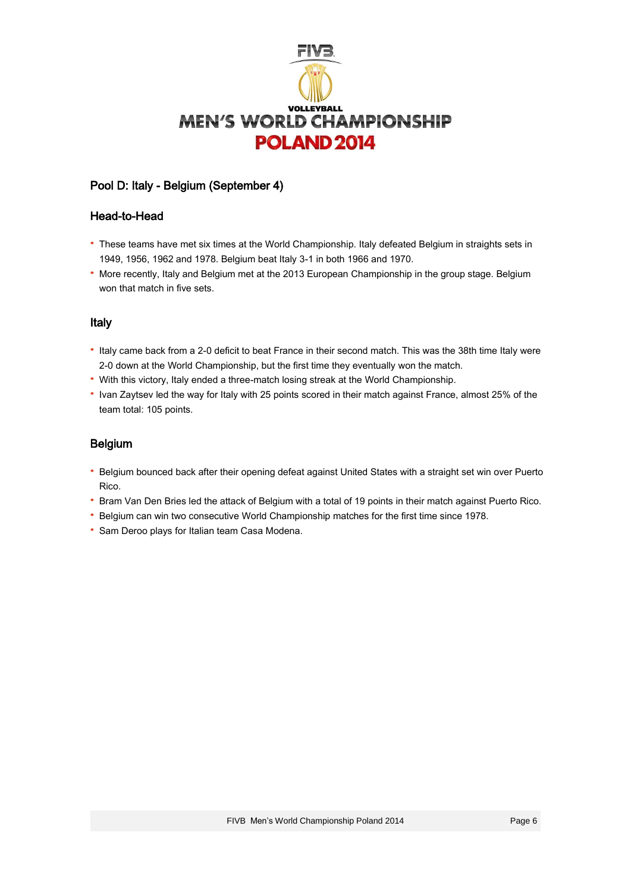VOLLEYBALL

# MEN'S WORLD CHAMPIONSHIP

## POLAND 2014

## Pool D: Italy - Belgium (September 4)

### Head-to-Head

- These teams have met six times at the World Championship. Italy defeated Belgium in straights sets in 1949, 1956, 1962 and 1978. Belgium beat Italy 3-1 in both 1966 and 1970.
- More recently, Italy and Belgium met at the 2013 European Championship in the group stage. Belgium won that match in five sets.

### Italy

- Italy came back from a 2-0 deficit to beat France in their second match. This was the 38th time Italy were 2-0 down at the World Championship, but the first time they eventually won the match.
- With this victory, Italy ended a three-match losing streak at the World Championship.
- Ivan Zaytsev led the way for Italy with 25 points scored in their match against France, almost 25% of the team total: 105 points.

### Belgium

- Belgium bounced back after their opening defeat against United States with a straight set win over Puerto Rico.
- Bram Van Den Bries led the attack of Belgium with a total of 19 points in their match against Puerto Rico.
- Belgium can win two consecutive World Championship matches for the first time since 1978.
- Sam Deroo plays for Italian team Casa Modena.